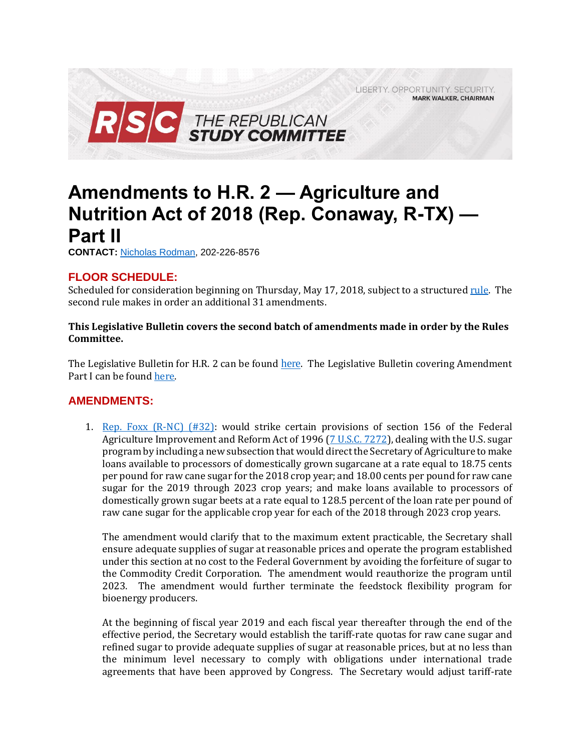LIBERTY. OPPORTUNITY. SECURITY.
MARK WALKER, CHAIRMAN

RSC THE REPUBLICAN STUDY COMMITTEE

# Amendments to H.R. 2 — Agriculture and Nutrition Act of 2018 (Rep. Conaway, R-TX) — Part II

**CONTACT:** Nicholas Rodman, 202-226-8576

## FLOOR SCHEDULE:

Scheduled for consideration beginning on Thursday, May 17, 2018, subject to a structured rule. The second rule makes in order an additional 31 amendments.

**This Legislative Bulletin covers the second batch of amendments made in order by the Rules Committee.**

The Legislative Bulletin for H.R. 2 can be found here. The Legislative Bulletin covering Amendment Part I can be found here.

## AMENDMENTS:

1. Rep. Foxx (R-NC) (#32): would strike certain provisions of section 156 of the Federal Agriculture Improvement and Reform Act of 1996 (7 U.S.C. 7272), dealing with the U.S. sugar program by including a new subsection that would direct the Secretary of Agriculture to make loans available to processors of domestically grown sugarcane at a rate equal to 18.75 cents per pound for raw cane sugar for the 2018 crop year; and 18.00 cents per pound for raw cane sugar for the 2019 through 2023 crop years; and make loans available to processors of domestically grown sugar beets at a rate equal to 128.5 percent of the loan rate per pound of raw cane sugar for the applicable crop year for each of the 2018 through 2023 crop years.

   The amendment would clarify that to the maximum extent practicable, the Secretary shall ensure adequate supplies of sugar at reasonable prices and operate the program established under this section at no cost to the Federal Government by avoiding the forfeiture of sugar to the Commodity Credit Corporation. The amendment would reauthorize the program until 2023. The amendment would further terminate the feedstock flexibility program for bioenergy producers.

   At the beginning of fiscal year 2019 and each fiscal year thereafter through the end of the effective period, the Secretary would establish the tariff-rate quotas for raw cane sugar and refined sugar to provide adequate supplies of sugar at reasonable prices, but at no less than the minimum level necessary to comply with obligations under international trade agreements that have been approved by Congress. The Secretary would adjust tariff-rate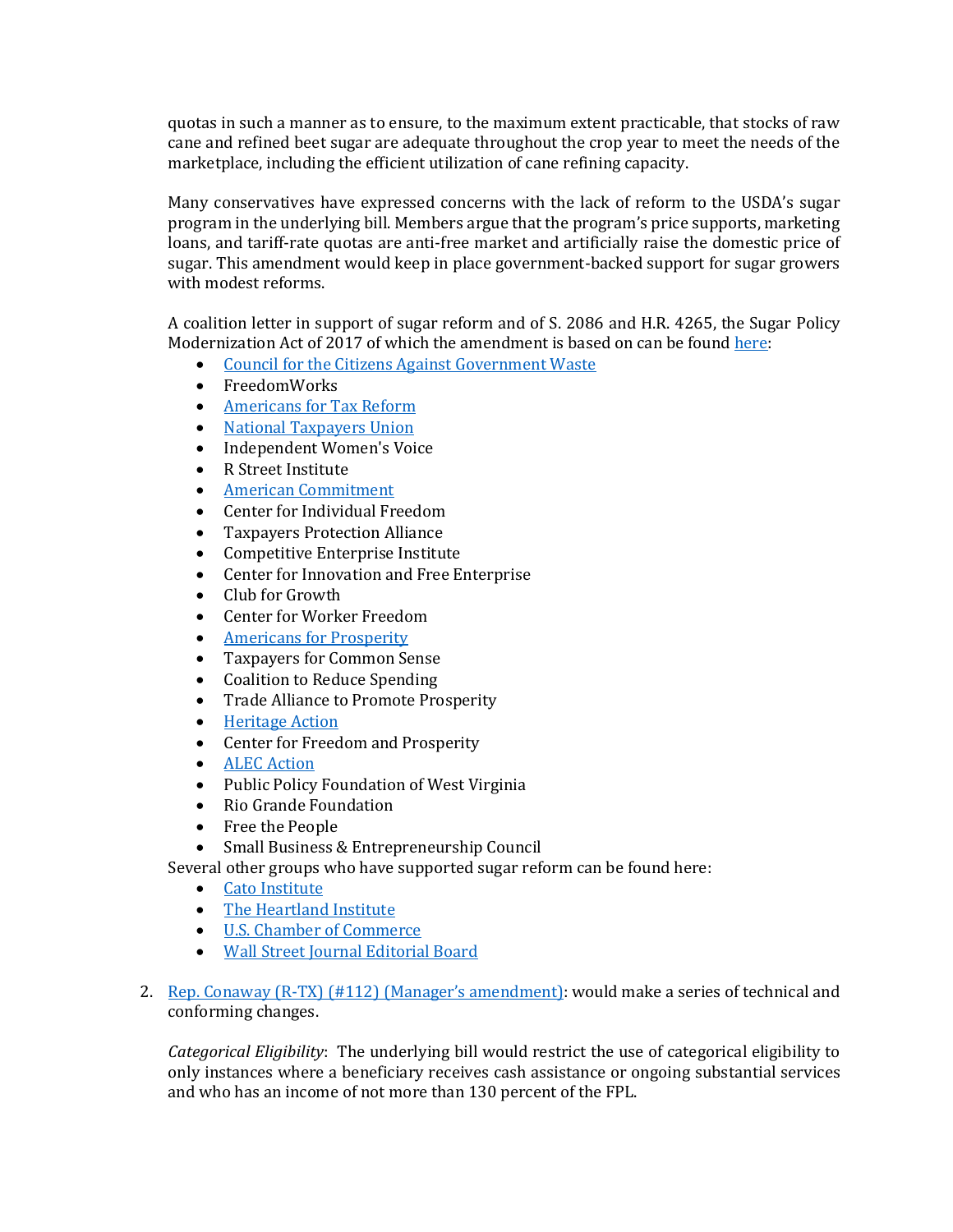quotas in such a manner as to ensure, to the maximum extent practicable, that stocks of raw cane and refined beet sugar are adequate throughout the crop year to meet the needs of the marketplace, including the efficient utilization of cane refining capacity.

Many conservatives have expressed concerns with the lack of reform to the USDA's sugar program in the underlying bill. Members argue that the program's price supports, marketing loans, and tariff-rate quotas are anti-free market and artificially raise the domestic price of sugar. This amendment would keep in place government-backed support for sugar growers with modest reforms.

A coalition letter in support of sugar reform and of S. 2086 and H.R. 4265, the Sugar Policy Modernization Act of 2017 of which the amendment is based on can be found here:

- Council for the Citizens Against Government Waste
- FreedomWorks
- Americans for Tax Reform
- National Taxpayers Union
- Independent Women's Voice
- R Street Institute
- American Commitment
- Center for Individual Freedom
- Taxpayers Protection Alliance
- Competitive Enterprise Institute
- Center for Innovation and Free Enterprise
- Club for Growth
- Center for Worker Freedom
- Americans for Prosperity
- Taxpayers for Common Sense
- Coalition to Reduce Spending
- Trade Alliance to Promote Prosperity
- Heritage Action
- Center for Freedom and Prosperity
- ALEC Action
- Public Policy Foundation of West Virginia
- Rio Grande Foundation
- Free the People
- Small Business & Entrepreneurship Council

Several other groups who have supported sugar reform can be found here:

- Cato Institute
- The Heartland Institute
- U.S. Chamber of Commerce
- Wall Street Journal Editorial Board

2. Rep. Conaway (R-TX) (#112) (Manager's amendment): would make a series of technical and conforming changes.

   *Categorical Eligibility*: The underlying bill would restrict the use of categorical eligibility to only instances where a beneficiary receives cash assistance or ongoing substantial services and who has an income of not more than 130 percent of the FPL.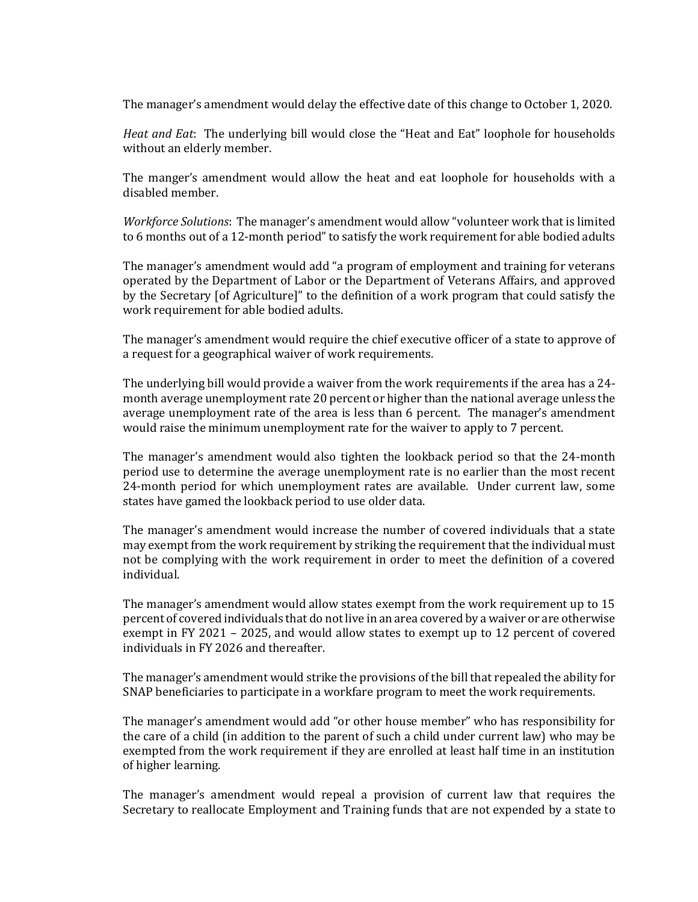The manager's amendment would delay the effective date of this change to October 1, 2020.

*Heat and Eat*: The underlying bill would close the "Heat and Eat" loophole for households without an elderly member.

The manger's amendment would allow the heat and eat loophole for households with a disabled member.

*Workforce Solutions*: The manager's amendment would allow "volunteer work that is limited to 6 months out of a 12-month period" to satisfy the work requirement for able bodied adults

The manager's amendment would add "a program of employment and training for veterans operated by the Department of Labor or the Department of Veterans Affairs, and approved by the Secretary [of Agriculture]" to the definition of a work program that could satisfy the work requirement for able bodied adults.

The manager's amendment would require the chief executive officer of a state to approve of a request for a geographical waiver of work requirements.

The underlying bill would provide a waiver from the work requirements if the area has a 24-month average unemployment rate 20 percent or higher than the national average unless the average unemployment rate of the area is less than 6 percent. The manager's amendment would raise the minimum unemployment rate for the waiver to apply to 7 percent.

The manager's amendment would also tighten the lookback period so that the 24-month period use to determine the average unemployment rate is no earlier than the most recent 24-month period for which unemployment rates are available. Under current law, some states have gamed the lookback period to use older data.

The manager's amendment would increase the number of covered individuals that a state may exempt from the work requirement by striking the requirement that the individual must not be complying with the work requirement in order to meet the definition of a covered individual.

The manager's amendment would allow states exempt from the work requirement up to 15 percent of covered individuals that do not live in an area covered by a waiver or are otherwise exempt in FY 2021 – 2025, and would allow states to exempt up to 12 percent of covered individuals in FY 2026 and thereafter.

The manager's amendment would strike the provisions of the bill that repealed the ability for SNAP beneficiaries to participate in a workfare program to meet the work requirements.

The manager's amendment would add "or other house member" who has responsibility for the care of a child (in addition to the parent of such a child under current law) who may be exempted from the work requirement if they are enrolled at least half time in an institution of higher learning.

The manager's amendment would repeal a provision of current law that requires the Secretary to reallocate Employment and Training funds that are not expended by a state to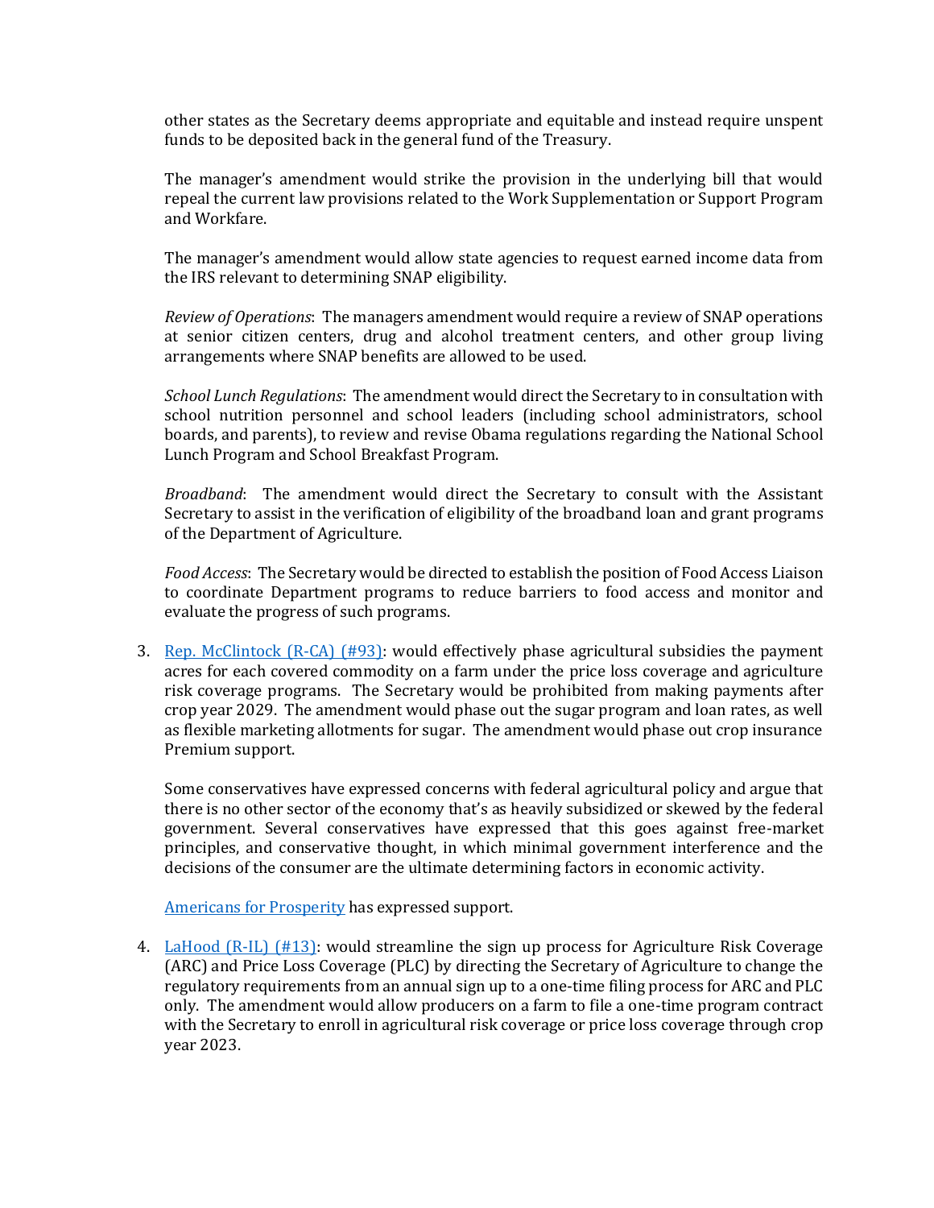other states as the Secretary deems appropriate and equitable and instead require unspent funds to be deposited back in the general fund of the Treasury.

The manager's amendment would strike the provision in the underlying bill that would repeal the current law provisions related to the Work Supplementation or Support Program and Workfare.

The manager's amendment would allow state agencies to request earned income data from the IRS relevant to determining SNAP eligibility.

*Review of Operations*: The managers amendment would require a review of SNAP operations at senior citizen centers, drug and alcohol treatment centers, and other group living arrangements where SNAP benefits are allowed to be used.

*School Lunch Regulations*: The amendment would direct the Secretary to in consultation with school nutrition personnel and school leaders (including school administrators, school boards, and parents), to review and revise Obama regulations regarding the National School Lunch Program and School Breakfast Program.

*Broadband*: The amendment would direct the Secretary to consult with the Assistant Secretary to assist in the verification of eligibility of the broadband loan and grant programs of the Department of Agriculture.

*Food Access*: The Secretary would be directed to establish the position of Food Access Liaison to coordinate Department programs to reduce barriers to food access and monitor and evaluate the progress of such programs.

3. Rep. McClintock (R-CA) (#93): would effectively phase agricultural subsidies the payment acres for each covered commodity on a farm under the price loss coverage and agriculture risk coverage programs. The Secretary would be prohibited from making payments after crop year 2029. The amendment would phase out the sugar program and loan rates, as well as flexible marketing allotments for sugar. The amendment would phase out crop insurance Premium support.

   Some conservatives have expressed concerns with federal agricultural policy and argue that there is no other sector of the economy that's as heavily subsidized or skewed by the federal government. Several conservatives have expressed that this goes against free-market principles, and conservative thought, in which minimal government interference and the decisions of the consumer are the ultimate determining factors in economic activity.

   Americans for Prosperity has expressed support.

4. LaHood (R-IL) (#13): would streamline the sign up process for Agriculture Risk Coverage (ARC) and Price Loss Coverage (PLC) by directing the Secretary of Agriculture to change the regulatory requirements from an annual sign up to a one-time filing process for ARC and PLC only. The amendment would allow producers on a farm to file a one-time program contract with the Secretary to enroll in agricultural risk coverage or price loss coverage through crop year 2023.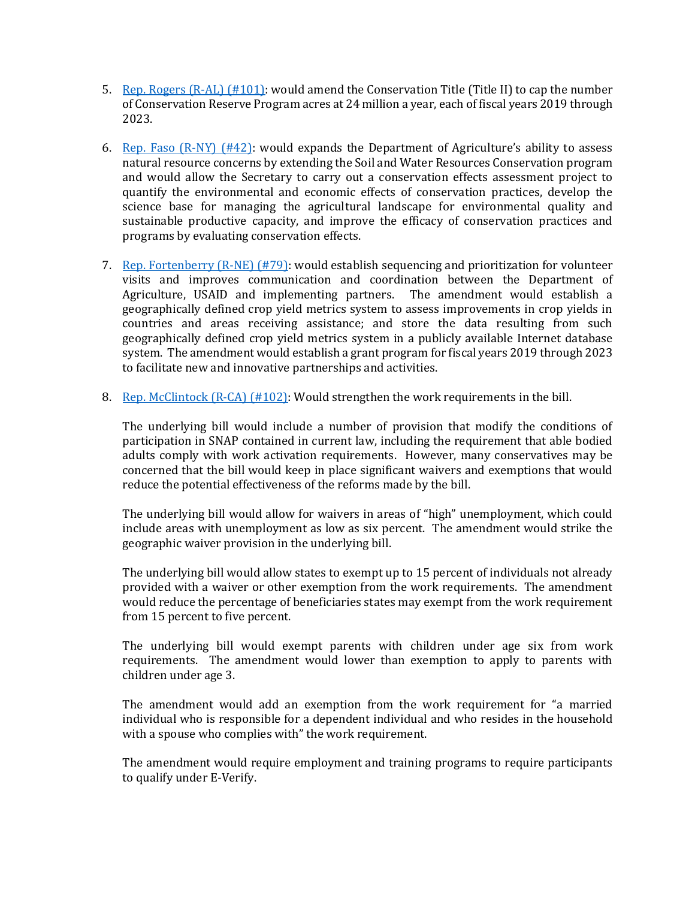5. [Rep. Rogers (R-AL) (#101)]: would amend the Conservation Title (Title II) to cap the number of Conservation Reserve Program acres at 24 million a year, each of fiscal years 2019 through 2023.

6. [Rep. Faso (R-NY) (#42)]: would expands the Department of Agriculture's ability to assess natural resource concerns by extending the Soil and Water Resources Conservation program and would allow the Secretary to carry out a conservation effects assessment project to quantify the environmental and economic effects of conservation practices, develop the science base for managing the agricultural landscape for environmental quality and sustainable productive capacity, and improve the efficacy of conservation practices and programs by evaluating conservation effects.

7. [Rep. Fortenberry (R-NE) (#79)]: would establish sequencing and prioritization for volunteer visits and improves communication and coordination between the Department of Agriculture, USAID and implementing partners. The amendment would establish a geographically defined crop yield metrics system to assess improvements in crop yields in countries and areas receiving assistance; and store the data resulting from such geographically defined crop yield metrics system in a publicly available Internet database system. The amendment would establish a grant program for fiscal years 2019 through 2023 to facilitate new and innovative partnerships and activities.

8. [Rep. McClintock (R-CA) (#102)]: Would strengthen the work requirements in the bill.

   The underlying bill would include a number of provision that modify the conditions of participation in SNAP contained in current law, including the requirement that able bodied adults comply with work activation requirements. However, many conservatives may be concerned that the bill would keep in place significant waivers and exemptions that would reduce the potential effectiveness of the reforms made by the bill.

   The underlying bill would allow for waivers in areas of "high" unemployment, which could include areas with unemployment as low as six percent. The amendment would strike the geographic waiver provision in the underlying bill.

   The underlying bill would allow states to exempt up to 15 percent of individuals not already provided with a waiver or other exemption from the work requirements. The amendment would reduce the percentage of beneficiaries states may exempt from the work requirement from 15 percent to five percent.

   The underlying bill would exempt parents with children under age six from work requirements. The amendment would lower than exemption to apply to parents with children under age 3.

   The amendment would add an exemption from the work requirement for "a married individual who is responsible for a dependent individual and who resides in the household with a spouse who complies with" the work requirement.

   The amendment would require employment and training programs to require participants to qualify under E-Verify.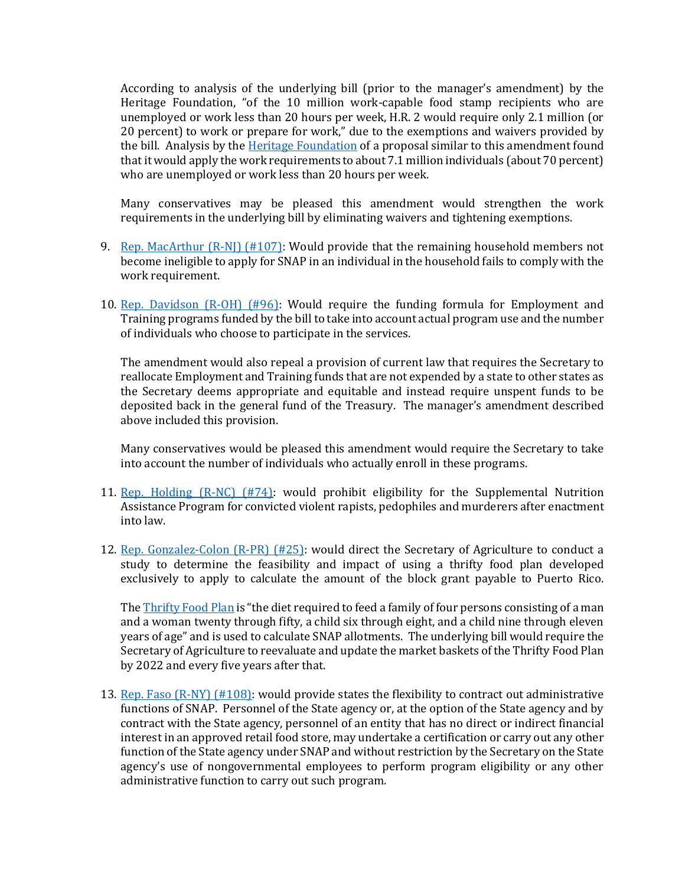According to analysis of the underlying bill (prior to the manager's amendment) by the Heritage Foundation, "of the 10 million work-capable food stamp recipients who are unemployed or work less than 20 hours per week, H.R. 2 would require only 2.1 million (or 20 percent) to work or prepare for work," due to the exemptions and waivers provided by the bill. Analysis by the [Heritage Foundation]() of a proposal similar to this amendment found that it would apply the work requirements to about 7.1 million individuals (about 70 percent) who are unemployed or work less than 20 hours per week.

Many conservatives may be pleased this amendment would strengthen the work requirements in the underlying bill by eliminating waivers and tightening exemptions.

9. [Rep. MacArthur (R-NJ) (#107)](): Would provide that the remaining household members not become ineligible to apply for SNAP in an individual in the household fails to comply with the work requirement.

10. [Rep. Davidson (R-OH) (#96)](): Would require the funding formula for Employment and Training programs funded by the bill to take into account actual program use and the number of individuals who choose to participate in the services.

    The amendment would also repeal a provision of current law that requires the Secretary to reallocate Employment and Training funds that are not expended by a state to other states as the Secretary deems appropriate and equitable and instead require unspent funds to be deposited back in the general fund of the Treasury. The manager's amendment described above included this provision.

    Many conservatives would be pleased this amendment would require the Secretary to take into account the number of individuals who actually enroll in these programs.

11. [Rep. Holding (R-NC) (#74)](): would prohibit eligibility for the Supplemental Nutrition Assistance Program for convicted violent rapists, pedophiles and murderers after enactment into law.

12. [Rep. Gonzalez-Colon (R-PR) (#25)](): would direct the Secretary of Agriculture to conduct a study to determine the feasibility and impact of using a thrifty food plan developed exclusively to apply to calculate the amount of the block grant payable to Puerto Rico.

    The [Thrifty Food Plan]() is "the diet required to feed a family of four persons consisting of a man and a woman twenty through fifty, a child six through eight, and a child nine through eleven years of age" and is used to calculate SNAP allotments. The underlying bill would require the Secretary of Agriculture to reevaluate and update the market baskets of the Thrifty Food Plan by 2022 and every five years after that.

13. [Rep. Faso (R-NY) (#108)](): would provide states the flexibility to contract out administrative functions of SNAP. Personnel of the State agency or, at the option of the State agency and by contract with the State agency, personnel of an entity that has no direct or indirect financial interest in an approved retail food store, may undertake a certification or carry out any other function of the State agency under SNAP and without restriction by the Secretary on the State agency's use of nongovernmental employees to perform program eligibility or any other administrative function to carry out such program.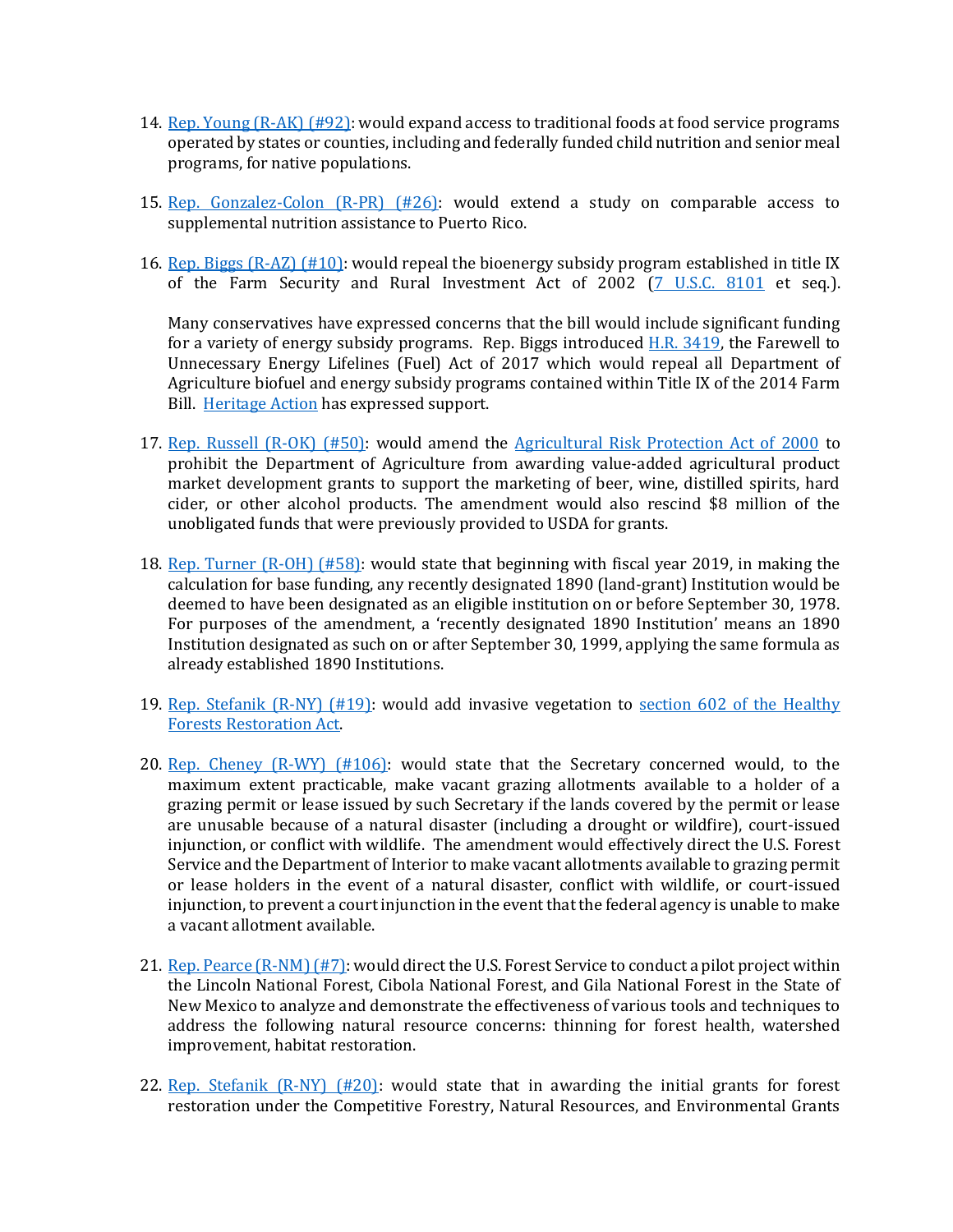14. [Rep. Young (R-AK) (#92)](): would expand access to traditional foods at food service programs operated by states or counties, including and federally funded child nutrition and senior meal programs, for native populations.

15. [Rep. Gonzalez-Colon (R-PR) (#26)](): would extend a study on comparable access to supplemental nutrition assistance to Puerto Rico.

16. [Rep. Biggs (R-AZ) (#10)](): would repeal the bioenergy subsidy program established in title IX of the Farm Security and Rural Investment Act of 2002 ([7 U.S.C. 8101]() et seq.).

    Many conservatives have expressed concerns that the bill would include significant funding for a variety of energy subsidy programs. Rep. Biggs introduced [H.R. 3419](), the Farewell to Unnecessary Energy Lifelines (Fuel) Act of 2017 which would repeal all Department of Agriculture biofuel and energy subsidy programs contained within Title IX of the 2014 Farm Bill. [Heritage Action]() has expressed support.

17. [Rep. Russell (R-OK) (#50)](): would amend the [Agricultural Risk Protection Act of 2000]() to prohibit the Department of Agriculture from awarding value-added agricultural product market development grants to support the marketing of beer, wine, distilled spirits, hard cider, or other alcohol products. The amendment would also rescind $8 million of the unobligated funds that were previously provided to USDA for grants.

18. [Rep. Turner (R-OH) (#58)](): would state that beginning with fiscal year 2019, in making the calculation for base funding, any recently designated 1890 (land-grant) Institution would be deemed to have been designated as an eligible institution on or before September 30, 1978. For purposes of the amendment, a 'recently designated 1890 Institution' means an 1890 Institution designated as such on or after September 30, 1999, applying the same formula as already established 1890 Institutions.

19. [Rep. Stefanik (R-NY) (#19)](): would add invasive vegetation to [section 602 of the Healthy Forests Restoration Act]().

20. [Rep. Cheney (R-WY) (#106)](): would state that the Secretary concerned would, to the maximum extent practicable, make vacant grazing allotments available to a holder of a grazing permit or lease issued by such Secretary if the lands covered by the permit or lease are unusable because of a natural disaster (including a drought or wildfire), court-issued injunction, or conflict with wildlife. The amendment would effectively direct the U.S. Forest Service and the Department of Interior to make vacant allotments available to grazing permit or lease holders in the event of a natural disaster, conflict with wildlife, or court-issued injunction, to prevent a court injunction in the event that the federal agency is unable to make a vacant allotment available.

21. [Rep. Pearce (R-NM) (#7)](): would direct the U.S. Forest Service to conduct a pilot project within the Lincoln National Forest, Cibola National Forest, and Gila National Forest in the State of New Mexico to analyze and demonstrate the effectiveness of various tools and techniques to address the following natural resource concerns: thinning for forest health, watershed improvement, habitat restoration.

22. [Rep. Stefanik (R-NY) (#20)](): would state that in awarding the initial grants for forest restoration under the Competitive Forestry, Natural Resources, and Environmental Grants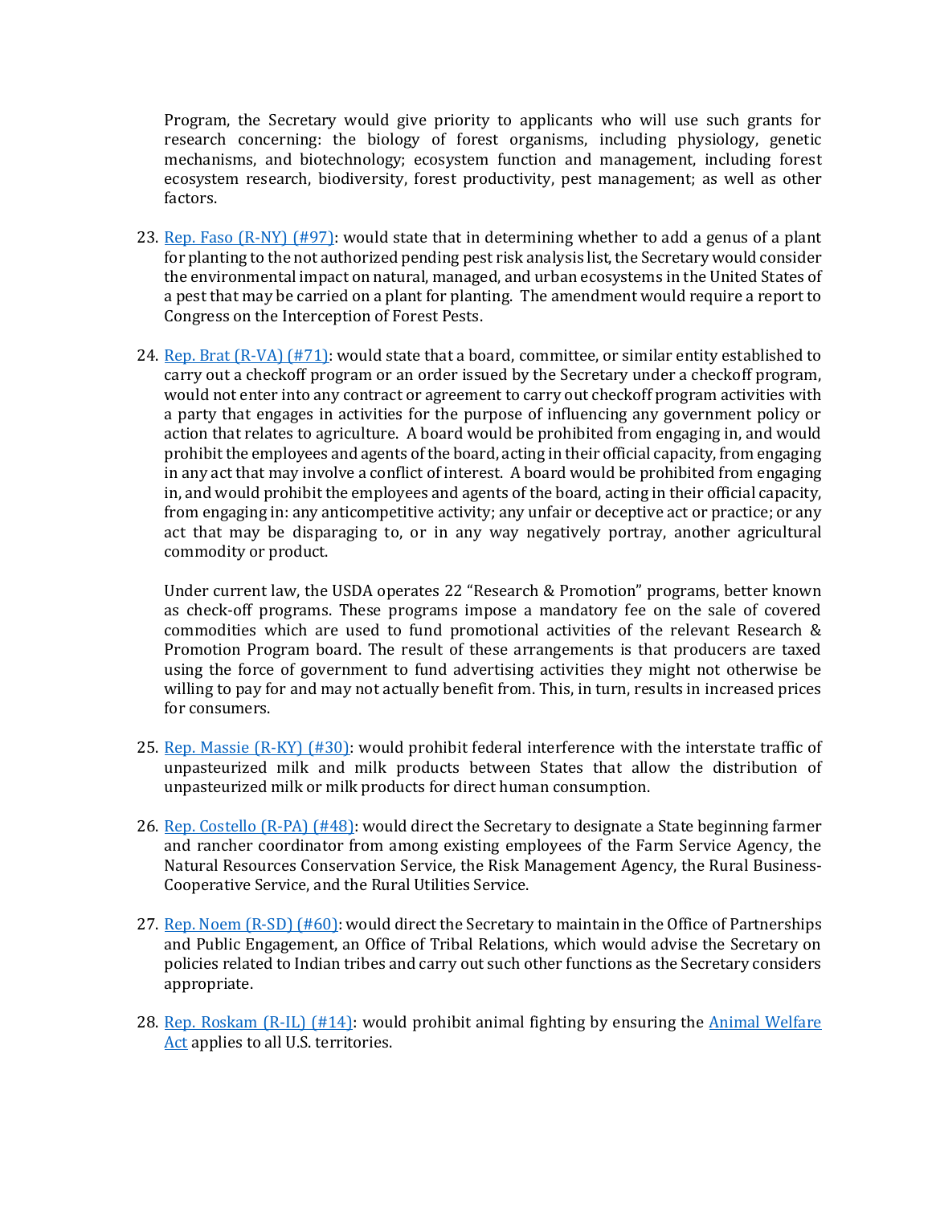Program, the Secretary would give priority to applicants who will use such grants for research concerning: the biology of forest organisms, including physiology, genetic mechanisms, and biotechnology; ecosystem function and management, including forest ecosystem research, biodiversity, forest productivity, pest management; as well as other factors.

23. Rep. Faso (R-NY) (#97): would state that in determining whether to add a genus of a plant for planting to the not authorized pending pest risk analysis list, the Secretary would consider the environmental impact on natural, managed, and urban ecosystems in the United States of a pest that may be carried on a plant for planting. The amendment would require a report to Congress on the Interception of Forest Pests.

24. Rep. Brat (R-VA) (#71): would state that a board, committee, or similar entity established to carry out a checkoff program or an order issued by the Secretary under a checkoff program, would not enter into any contract or agreement to carry out checkoff program activities with a party that engages in activities for the purpose of influencing any government policy or action that relates to agriculture. A board would be prohibited from engaging in, and would prohibit the employees and agents of the board, acting in their official capacity, from engaging in any act that may involve a conflict of interest. A board would be prohibited from engaging in, and would prohibit the employees and agents of the board, acting in their official capacity, from engaging in: any anticompetitive activity; any unfair or deceptive act or practice; or any act that may be disparaging to, or in any way negatively portray, another agricultural commodity or product.

    Under current law, the USDA operates 22 "Research & Promotion" programs, better known as check-off programs. These programs impose a mandatory fee on the sale of covered commodities which are used to fund promotional activities of the relevant Research & Promotion Program board. The result of these arrangements is that producers are taxed using the force of government to fund advertising activities they might not otherwise be willing to pay for and may not actually benefit from. This, in turn, results in increased prices for consumers.

25. Rep. Massie (R-KY) (#30): would prohibit federal interference with the interstate traffic of unpasteurized milk and milk products between States that allow the distribution of unpasteurized milk or milk products for direct human consumption.

26. Rep. Costello (R-PA) (#48): would direct the Secretary to designate a State beginning farmer and rancher coordinator from among existing employees of the Farm Service Agency, the Natural Resources Conservation Service, the Risk Management Agency, the Rural Business-Cooperative Service, and the Rural Utilities Service.

27. Rep. Noem (R-SD) (#60): would direct the Secretary to maintain in the Office of Partnerships and Public Engagement, an Office of Tribal Relations, which would advise the Secretary on policies related to Indian tribes and carry out such other functions as the Secretary considers appropriate.

28. Rep. Roskam (R-IL) (#14): would prohibit animal fighting by ensuring the Animal Welfare Act applies to all U.S. territories.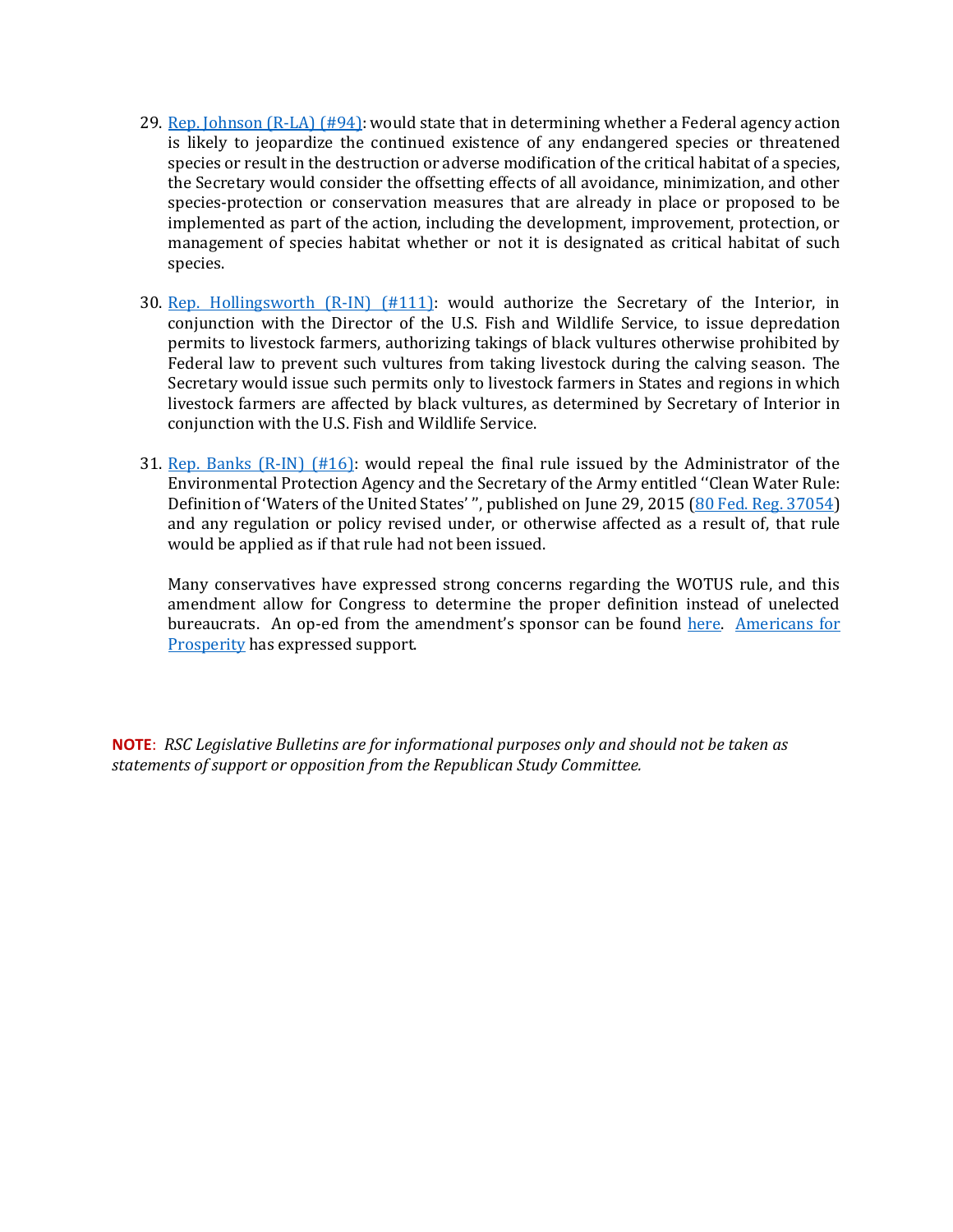29. Rep. Johnson (R-LA) (#94): would state that in determining whether a Federal agency action is likely to jeopardize the continued existence of any endangered species or threatened species or result in the destruction or adverse modification of the critical habitat of a species, the Secretary would consider the offsetting effects of all avoidance, minimization, and other species-protection or conservation measures that are already in place or proposed to be implemented as part of the action, including the development, improvement, protection, or management of species habitat whether or not it is designated as critical habitat of such species.

30. Rep. Hollingsworth (R-IN) (#111): would authorize the Secretary of the Interior, in conjunction with the Director of the U.S. Fish and Wildlife Service, to issue depredation permits to livestock farmers, authorizing takings of black vultures otherwise prohibited by Federal law to prevent such vultures from taking livestock during the calving season. The Secretary would issue such permits only to livestock farmers in States and regions in which livestock farmers are affected by black vultures, as determined by Secretary of Interior in conjunction with the U.S. Fish and Wildlife Service.

31. Rep. Banks (R-IN) (#16): would repeal the final rule issued by the Administrator of the Environmental Protection Agency and the Secretary of the Army entitled ''Clean Water Rule: Definition of 'Waters of the United States' '', published on June 29, 2015 (80 Fed. Reg. 37054) and any regulation or policy revised under, or otherwise affected as a result of, that rule would be applied as if that rule had not been issued.

    Many conservatives have expressed strong concerns regarding the WOTUS rule, and this amendment allow for Congress to determine the proper definition instead of unelected bureaucrats. An op-ed from the amendment's sponsor can be found here. Americans for Prosperity has expressed support.

**NOTE**: *RSC Legislative Bulletins are for informational purposes only and should not be taken as statements of support or opposition from the Republican Study Committee.*